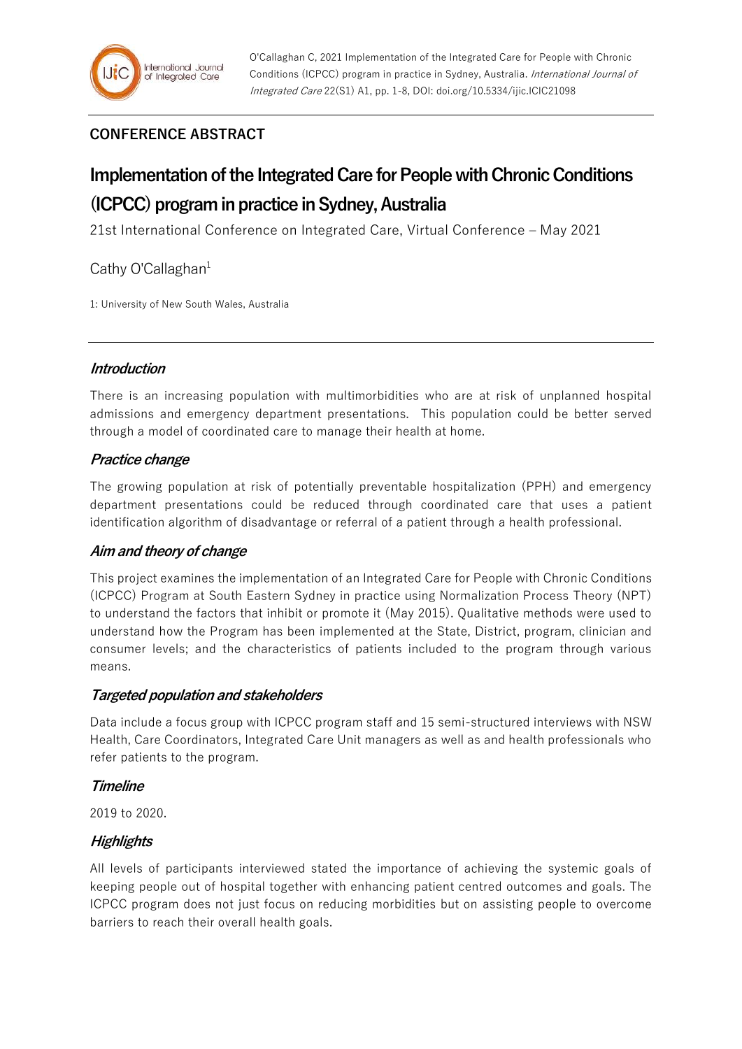O'Callaghan C, 2021 Implementation of the Integrated Care for People with Chronic Conditions (ICPCC) program in practice in Sydney, Australia. *International Journal of Integrated Care* 22(S1) A1, pp. 1-8, DOI: doi.org/10.5334/ijic.ICIC21098

**CONFERENCE ABSTRACT**

# Implementation of the Integrated Care for People with Chronic Conditions (ICPCC) program in practice in Sydney, Australia

21st International Conference on Integrated Care, Virtual Conference – May 2021

Cathy O'Callaghan[1]

1: University of New South Wales, Australia

## *Introduction*

There is an increasing population with multimorbidities who are at risk of unplanned hospital admissions and emergency department presentations. This population could be better served through a model of coordinated care to manage their health at home.

## *Practice change*

The growing population at risk of potentially preventable hospitalization (PPH) and emergency department presentations could be reduced through coordinated care that uses a patient identification algorithm of disadvantage or referral of a patient through a health professional.

## *Aim and theory of change*

This project examines the implementation of an Integrated Care for People with Chronic Conditions (ICPCC) Program at South Eastern Sydney in practice using Normalization Process Theory (NPT) to understand the factors that inhibit or promote it (May 2015). Qualitative methods were used to understand how the Program has been implemented at the State, District, program, clinician and consumer levels; and the characteristics of patients included to the program through various means.

## *Targeted population and stakeholders*

Data include a focus group with ICPCC program staff and 15 semi-structured interviews with NSW Health, Care Coordinators, Integrated Care Unit managers as well as and health professionals who refer patients to the program.

## *Timeline*

2019 to 2020.

## *Highlights*

All levels of participants interviewed stated the importance of achieving the systemic goals of keeping people out of hospital together with enhancing patient centred outcomes and goals. The ICPCC program does not just focus on reducing morbidities but on assisting people to overcome barriers to reach their overall health goals.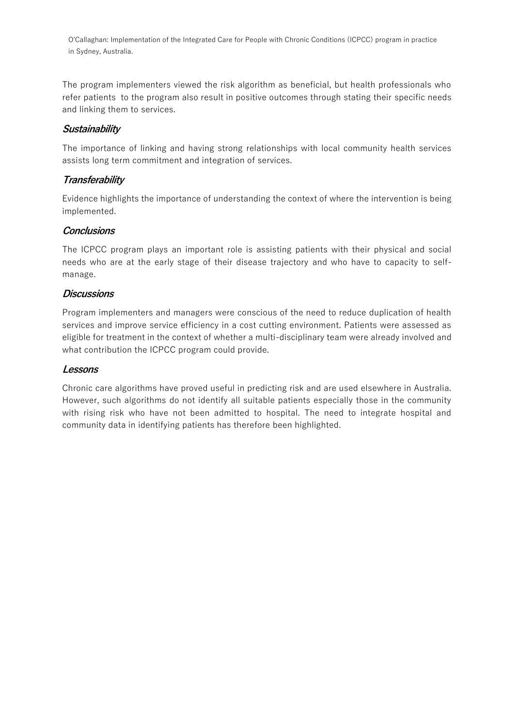The program implementers viewed the risk algorithm as beneficial, but health professionals who refer patients  to the program also result in positive outcomes through stating their specific needs and linking them to services.

## *Sustainability*

The importance of linking and having strong relationships with local community health services assists long term commitment and integration of services.

## *Transferability*

Evidence highlights the importance of understanding the context of where the intervention is being implemented.

## *Conclusions*

The ICPCC program plays an important role is assisting patients with their physical and social needs who are at the early stage of their disease trajectory and who have to capacity to self-manage.

## *Discussions*

Program implementers and managers were conscious of the need to reduce duplication of health services and improve service efficiency in a cost cutting environment. Patients were assessed as eligible for treatment in the context of whether a multi-disciplinary team were already involved and what contribution the ICPCC program could provide.

## *Lessons*

Chronic care algorithms have proved useful in predicting risk and are used elsewhere in Australia. However, such algorithms do not identify all suitable patients especially those in the community with rising risk who have not been admitted to hospital. The need to integrate hospital and community data in identifying patients has therefore been highlighted.